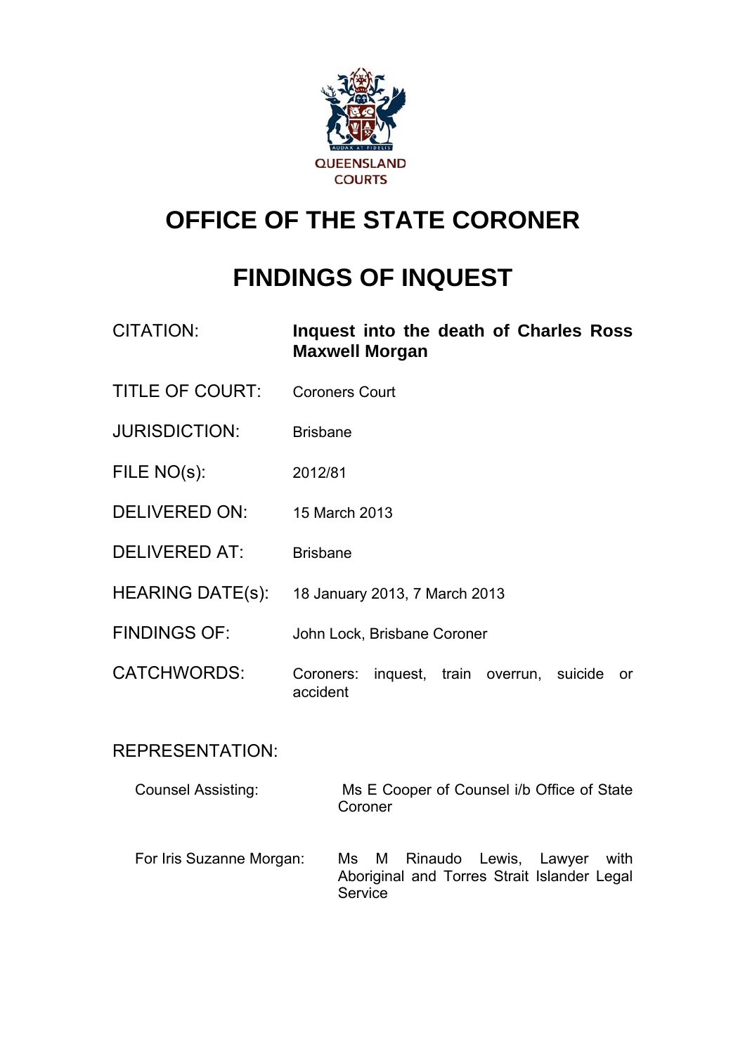QUEENSLAND COURTS

# OFFICE OF THE STATE CORONER

# FINDINGS OF INQUEST

| | |
|---|---|
| CITATION: | **Inquest into the death of Charles Ross Maxwell Morgan** |
| TITLE OF COURT: | Coroners Court |
| JURISDICTION: | Brisbane |
| FILE NO(s): | 2012/81 |
| DELIVERED ON: | 15 March 2013 |
| DELIVERED AT: | Brisbane |
| HEARING DATE(s): | 18 January 2013, 7 March 2013 |
| FINDINGS OF: | John Lock, Brisbane Coroner |
| CATCHWORDS: | Coroners: inquest, train overrun, suicide or accident |

REPRESENTATION:

| | |
|---|---|
| Counsel Assisting: | Ms E Cooper of Counsel i/b Office of State Coroner |
| For Iris Suzanne Morgan: | Ms M Rinaudo Lewis, Lawyer with Aboriginal and Torres Strait Islander Legal Service |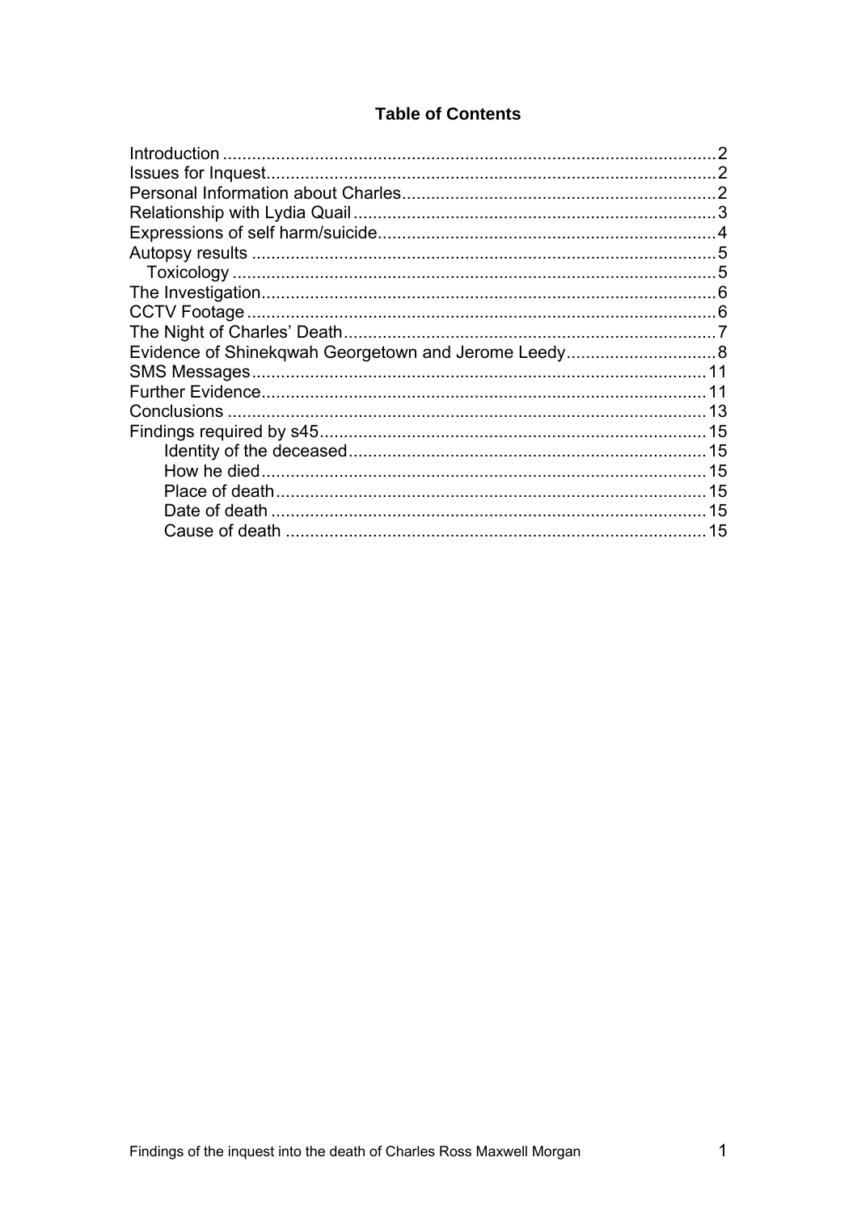**Table of Contents**

Introduction ..... 2
Issues for Inquest ..... 2
Personal Information about Charles ..... 2
Relationship with Lydia Quail ..... 3
Expressions of self harm/suicide ..... 4
Autopsy results ..... 5
  Toxicology ..... 5
The Investigation ..... 6
CCTV Footage ..... 6
The Night of Charles' Death ..... 7
Evidence of Shinekqwah Georgetown and Jerome Leedy ..... 8
SMS Messages ..... 11
Further Evidence ..... 11
Conclusions ..... 13
Findings required by s45 ..... 15
    Identity of the deceased ..... 15
    How he died ..... 15
    Place of death ..... 15
    Date of death ..... 15
    Cause of death ..... 15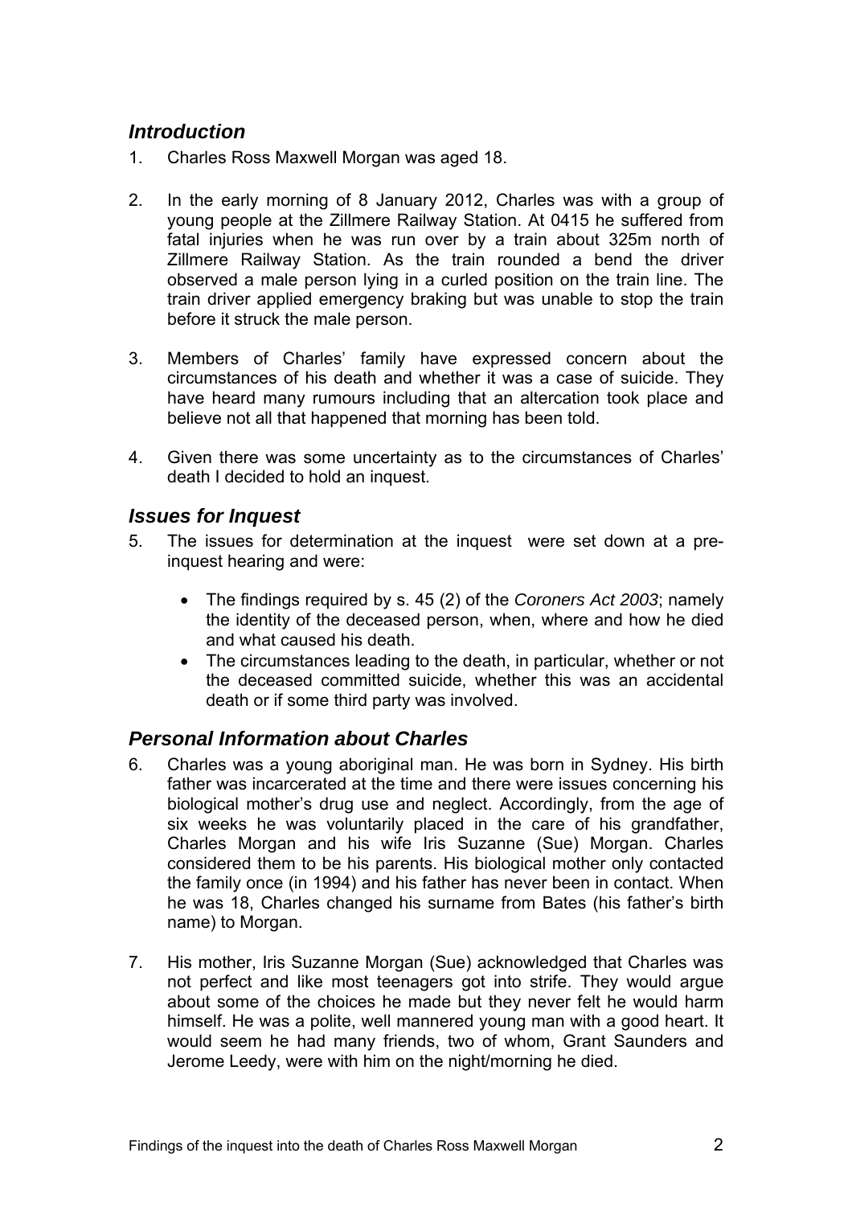## *Introduction*

1. Charles Ross Maxwell Morgan was aged 18.

2. In the early morning of 8 January 2012, Charles was with a group of young people at the Zillmere Railway Station. At 0415 he suffered from fatal injuries when he was run over by a train about 325m north of Zillmere Railway Station. As the train rounded a bend the driver observed a male person lying in a curled position on the train line. The train driver applied emergency braking but was unable to stop the train before it struck the male person.

3. Members of Charles' family have expressed concern about the circumstances of his death and whether it was a case of suicide. They have heard many rumours including that an altercation took place and believe not all that happened that morning has been told.

4. Given there was some uncertainty as to the circumstances of Charles' death I decided to hold an inquest.

## *Issues for Inquest*

5. The issues for determination at the inquest were set down at a pre-inquest hearing and were:

   - The findings required by s. 45 (2) of the *Coroners Act 2003*; namely the identity of the deceased person, when, where and how he died and what caused his death.
   - The circumstances leading to the death, in particular, whether or not the deceased committed suicide, whether this was an accidental death or if some third party was involved.

## *Personal Information about Charles*

6. Charles was a young aboriginal man. He was born in Sydney. His birth father was incarcerated at the time and there were issues concerning his biological mother's drug use and neglect. Accordingly, from the age of six weeks he was voluntarily placed in the care of his grandfather, Charles Morgan and his wife Iris Suzanne (Sue) Morgan. Charles considered them to be his parents. His biological mother only contacted the family once (in 1994) and his father has never been in contact. When he was 18, Charles changed his surname from Bates (his father's birth name) to Morgan.

7. His mother, Iris Suzanne Morgan (Sue) acknowledged that Charles was not perfect and like most teenagers got into strife. They would argue about some of the choices he made but they never felt he would harm himself. He was a polite, well mannered young man with a good heart. It would seem he had many friends, two of whom, Grant Saunders and Jerome Leedy, were with him on the night/morning he died.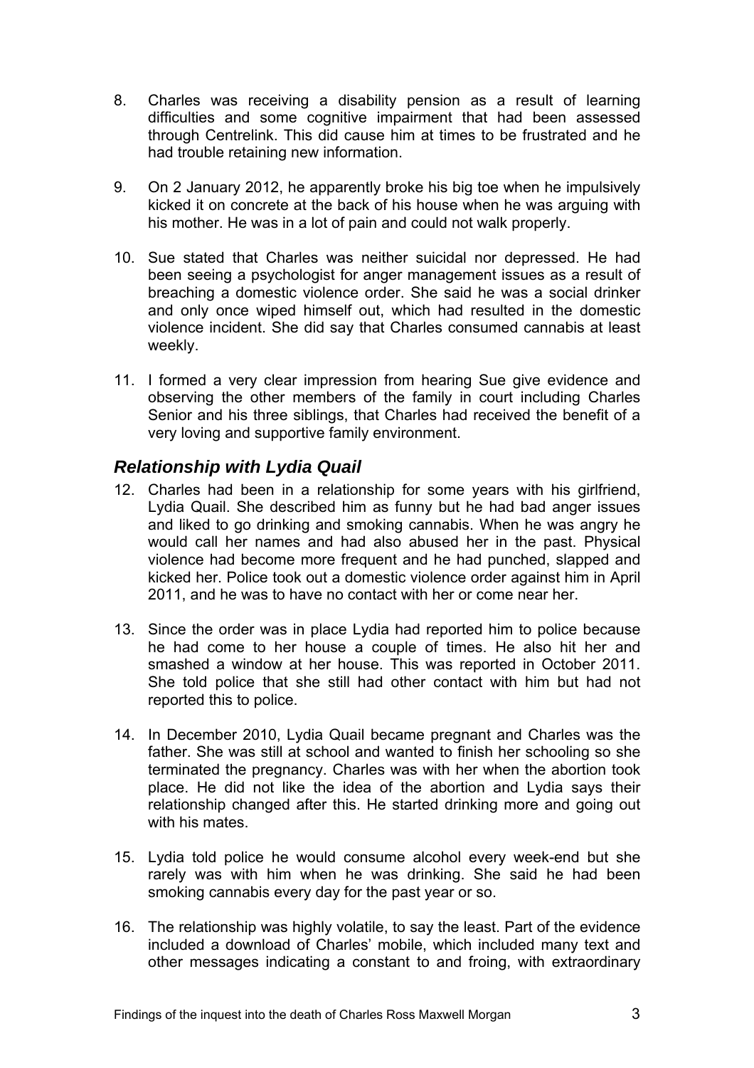8. Charles was receiving a disability pension as a result of learning difficulties and some cognitive impairment that had been assessed through Centrelink. This did cause him at times to be frustrated and he had trouble retaining new information.

9. On 2 January 2012, he apparently broke his big toe when he impulsively kicked it on concrete at the back of his house when he was arguing with his mother. He was in a lot of pain and could not walk properly.

10. Sue stated that Charles was neither suicidal nor depressed. He had been seeing a psychologist for anger management issues as a result of breaching a domestic violence order. She said he was a social drinker and only once wiped himself out, which had resulted in the domestic violence incident. She did say that Charles consumed cannabis at least weekly.

11. I formed a very clear impression from hearing Sue give evidence and observing the other members of the family in court including Charles Senior and his three siblings, that Charles had received the benefit of a very loving and supportive family environment.

## *Relationship with Lydia Quail*

12. Charles had been in a relationship for some years with his girlfriend, Lydia Quail. She described him as funny but he had bad anger issues and liked to go drinking and smoking cannabis. When he was angry he would call her names and had also abused her in the past. Physical violence had become more frequent and he had punched, slapped and kicked her. Police took out a domestic violence order against him in April 2011, and he was to have no contact with her or come near her.

13. Since the order was in place Lydia had reported him to police because he had come to her house a couple of times. He also hit her and smashed a window at her house. This was reported in October 2011. She told police that she still had other contact with him but had not reported this to police.

14. In December 2010, Lydia Quail became pregnant and Charles was the father. She was still at school and wanted to finish her schooling so she terminated the pregnancy. Charles was with her when the abortion took place. He did not like the idea of the abortion and Lydia says their relationship changed after this. He started drinking more and going out with his mates.

15. Lydia told police he would consume alcohol every week-end but she rarely was with him when he was drinking. She said he had been smoking cannabis every day for the past year or so.

16. The relationship was highly volatile, to say the least. Part of the evidence included a download of Charles' mobile, which included many text and other messages indicating a constant to and froing, with extraordinary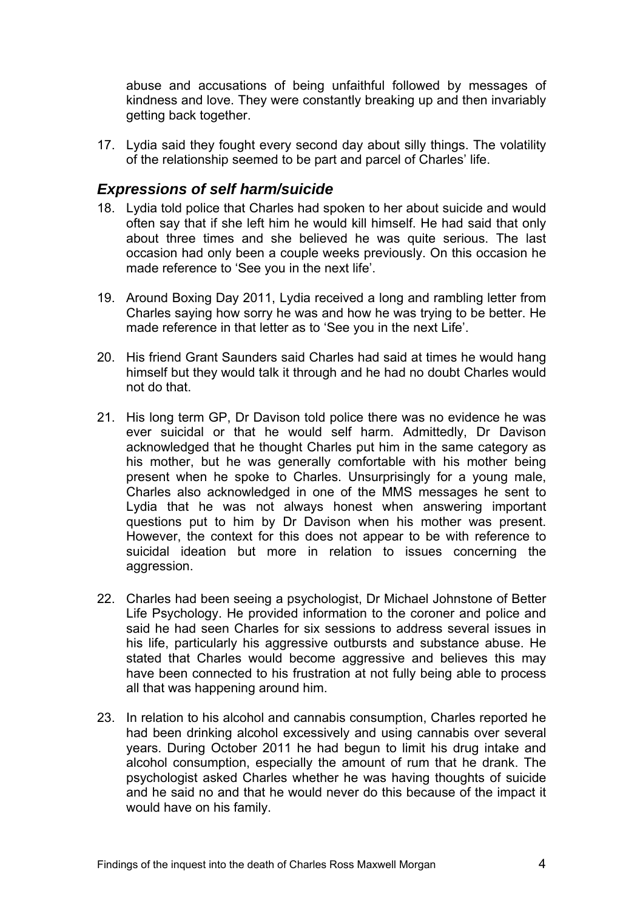abuse and accusations of being unfaithful followed by messages of kindness and love. They were constantly breaking up and then invariably getting back together.

17. Lydia said they fought every second day about silly things. The volatility of the relationship seemed to be part and parcel of Charles' life.

### *Expressions of self harm/suicide*

18. Lydia told police that Charles had spoken to her about suicide and would often say that if she left him he would kill himself. He had said that only about three times and she believed he was quite serious. The last occasion had only been a couple weeks previously. On this occasion he made reference to 'See you in the next life'.

19. Around Boxing Day 2011, Lydia received a long and rambling letter from Charles saying how sorry he was and how he was trying to be better. He made reference in that letter as to 'See you in the next Life'.

20. His friend Grant Saunders said Charles had said at times he would hang himself but they would talk it through and he had no doubt Charles would not do that.

21. His long term GP, Dr Davison told police there was no evidence he was ever suicidal or that he would self harm. Admittedly, Dr Davison acknowledged that he thought Charles put him in the same category as his mother, but he was generally comfortable with his mother being present when he spoke to Charles. Unsurprisingly for a young male, Charles also acknowledged in one of the MMS messages he sent to Lydia that he was not always honest when answering important questions put to him by Dr Davison when his mother was present. However, the context for this does not appear to be with reference to suicidal ideation but more in relation to issues concerning the aggression.

22. Charles had been seeing a psychologist, Dr Michael Johnstone of Better Life Psychology. He provided information to the coroner and police and said he had seen Charles for six sessions to address several issues in his life, particularly his aggressive outbursts and substance abuse. He stated that Charles would become aggressive and believes this may have been connected to his frustration at not fully being able to process all that was happening around him.

23. In relation to his alcohol and cannabis consumption, Charles reported he had been drinking alcohol excessively and using cannabis over several years. During October 2011 he had begun to limit his drug intake and alcohol consumption, especially the amount of rum that he drank. The psychologist asked Charles whether he was having thoughts of suicide and he said no and that he would never do this because of the impact it would have on his family.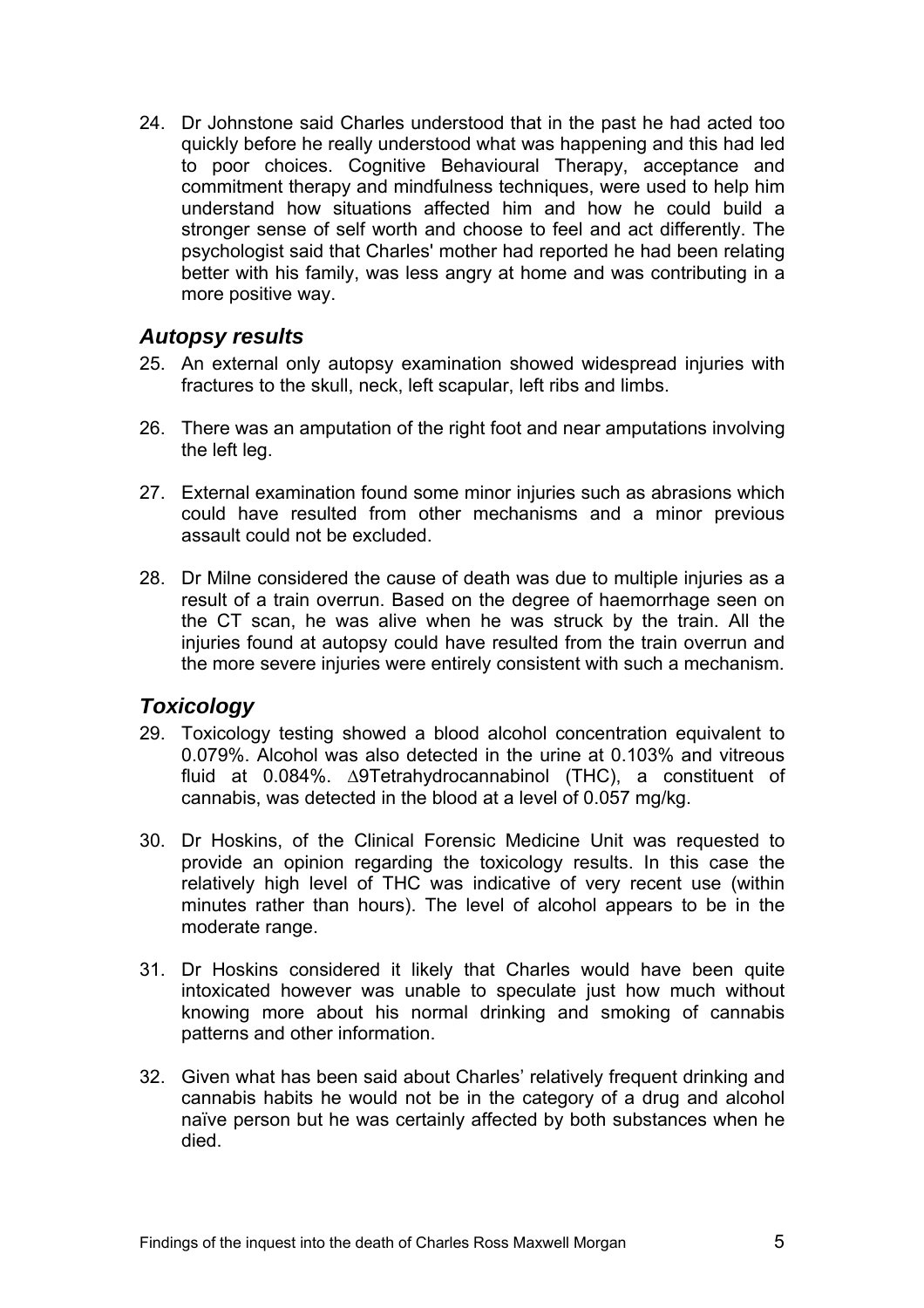24. Dr Johnstone said Charles understood that in the past he had acted too quickly before he really understood what was happening and this had led to poor choices. Cognitive Behavioural Therapy, acceptance and commitment therapy and mindfulness techniques, were used to help him understand how situations affected him and how he could build a stronger sense of self worth and choose to feel and act differently. The psychologist said that Charles' mother had reported he had been relating better with his family, was less angry at home and was contributing in a more positive way.

## *Autopsy results*

25. An external only autopsy examination showed widespread injuries with fractures to the skull, neck, left scapular, left ribs and limbs.

26. There was an amputation of the right foot and near amputations involving the left leg.

27. External examination found some minor injuries such as abrasions which could have resulted from other mechanisms and a minor previous assault could not be excluded.

28. Dr Milne considered the cause of death was due to multiple injuries as a result of a train overrun. Based on the degree of haemorrhage seen on the CT scan, he was alive when he was struck by the train. All the injuries found at autopsy could have resulted from the train overrun and the more severe injuries were entirely consistent with such a mechanism.

## *Toxicology*

29. Toxicology testing showed a blood alcohol concentration equivalent to 0.079%. Alcohol was also detected in the urine at 0.103% and vitreous fluid at 0.084%. ∆9Tetrahydrocannabinol (THC), a constituent of cannabis, was detected in the blood at a level of 0.057 mg/kg.

30. Dr Hoskins, of the Clinical Forensic Medicine Unit was requested to provide an opinion regarding the toxicology results. In this case the relatively high level of THC was indicative of very recent use (within minutes rather than hours). The level of alcohol appears to be in the moderate range.

31. Dr Hoskins considered it likely that Charles would have been quite intoxicated however was unable to speculate just how much without knowing more about his normal drinking and smoking of cannabis patterns and other information.

32. Given what has been said about Charles' relatively frequent drinking and cannabis habits he would not be in the category of a drug and alcohol naïve person but he was certainly affected by both substances when he died.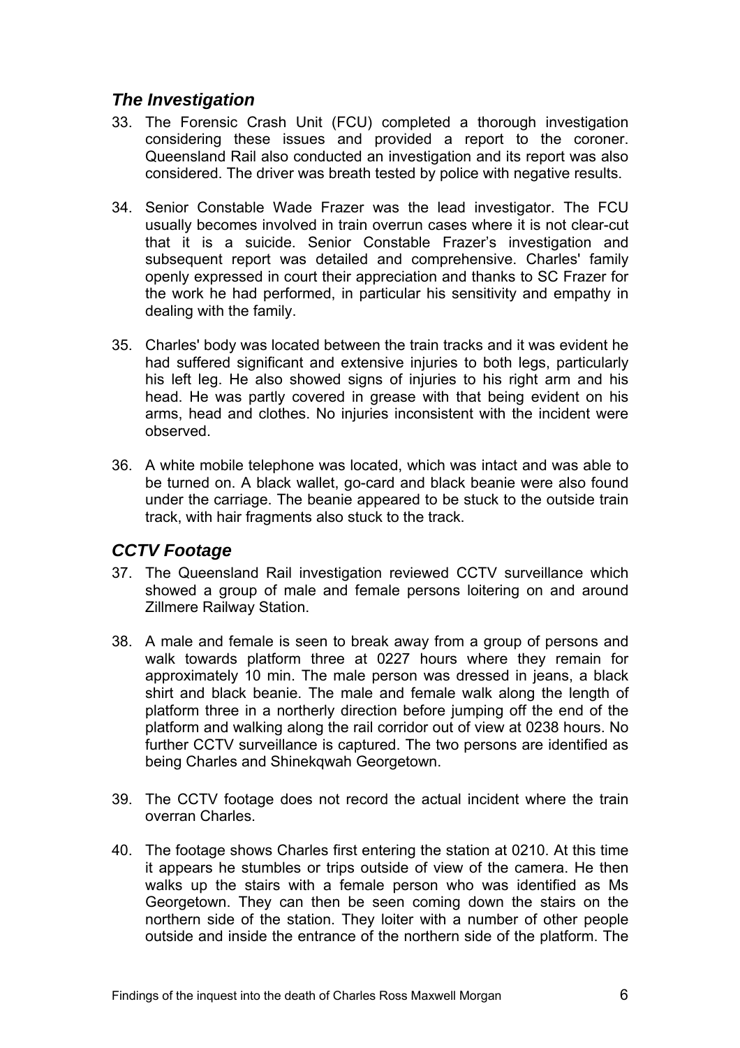## *The Investigation*

33. The Forensic Crash Unit (FCU) completed a thorough investigation considering these issues and provided a report to the coroner. Queensland Rail also conducted an investigation and its report was also considered. The driver was breath tested by police with negative results.

34. Senior Constable Wade Frazer was the lead investigator. The FCU usually becomes involved in train overrun cases where it is not clear-cut that it is a suicide. Senior Constable Frazer's investigation and subsequent report was detailed and comprehensive. Charles' family openly expressed in court their appreciation and thanks to SC Frazer for the work he had performed, in particular his sensitivity and empathy in dealing with the family.

35. Charles' body was located between the train tracks and it was evident he had suffered significant and extensive injuries to both legs, particularly his left leg. He also showed signs of injuries to his right arm and his head. He was partly covered in grease with that being evident on his arms, head and clothes. No injuries inconsistent with the incident were observed.

36. A white mobile telephone was located, which was intact and was able to be turned on. A black wallet, go-card and black beanie were also found under the carriage. The beanie appeared to be stuck to the outside train track, with hair fragments also stuck to the track.

## *CCTV Footage*

37. The Queensland Rail investigation reviewed CCTV surveillance which showed a group of male and female persons loitering on and around Zillmere Railway Station.

38. A male and female is seen to break away from a group of persons and walk towards platform three at 0227 hours where they remain for approximately 10 min. The male person was dressed in jeans, a black shirt and black beanie. The male and female walk along the length of platform three in a northerly direction before jumping off the end of the platform and walking along the rail corridor out of view at 0238 hours. No further CCTV surveillance is captured. The two persons are identified as being Charles and Shinekqwah Georgetown.

39. The CCTV footage does not record the actual incident where the train overran Charles.

40. The footage shows Charles first entering the station at 0210. At this time it appears he stumbles or trips outside of view of the camera. He then walks up the stairs with a female person who was identified as Ms Georgetown. They can then be seen coming down the stairs on the northern side of the station. They loiter with a number of other people outside and inside the entrance of the northern side of the platform. The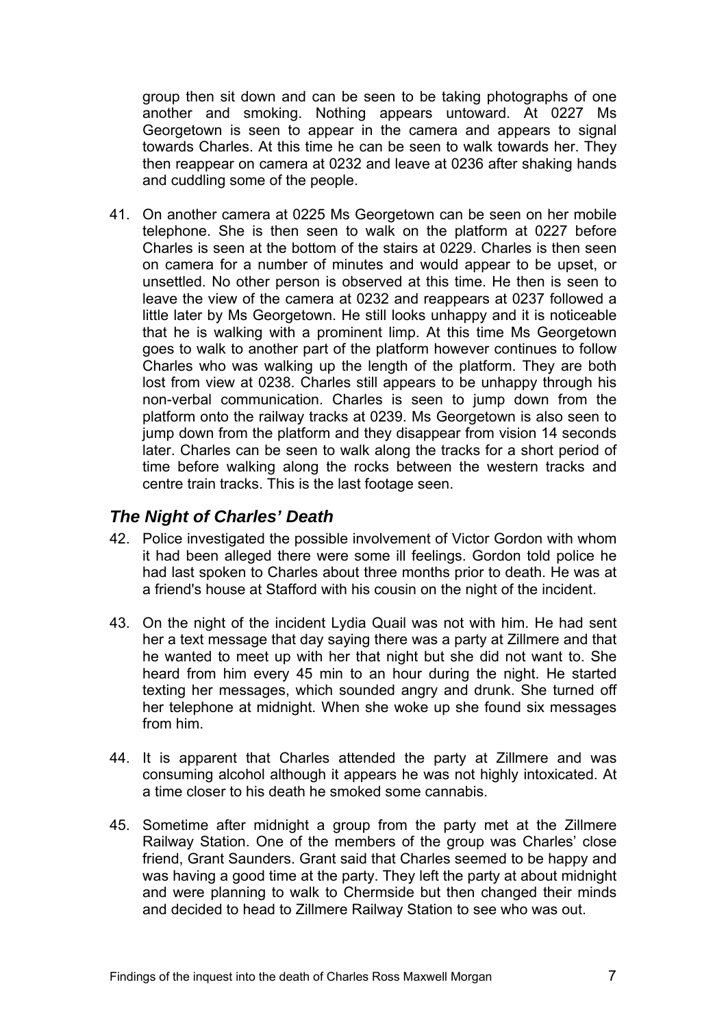group then sit down and can be seen to be taking photographs of one another and smoking. Nothing appears untoward. At 0227 Ms Georgetown is seen to appear in the camera and appears to signal towards Charles. At this time he can be seen to walk towards her. They then reappear on camera at 0232 and leave at 0236 after shaking hands and cuddling some of the people.

41. On another camera at 0225 Ms Georgetown can be seen on her mobile telephone. She is then seen to walk on the platform at 0227 before Charles is seen at the bottom of the stairs at 0229. Charles is then seen on camera for a number of minutes and would appear to be upset, or unsettled. No other person is observed at this time. He then is seen to leave the view of the camera at 0232 and reappears at 0237 followed a little later by Ms Georgetown. He still looks unhappy and it is noticeable that he is walking with a prominent limp. At this time Ms Georgetown goes to walk to another part of the platform however continues to follow Charles who was walking up the length of the platform. They are both lost from view at 0238. Charles still appears to be unhappy through his non-verbal communication. Charles is seen to jump down from the platform onto the railway tracks at 0239. Ms Georgetown is also seen to jump down from the platform and they disappear from vision 14 seconds later. Charles can be seen to walk along the tracks for a short period of time before walking along the rocks between the western tracks and centre train tracks. This is the last footage seen.

## *The Night of Charles' Death*

42. Police investigated the possible involvement of Victor Gordon with whom it had been alleged there were some ill feelings. Gordon told police he had last spoken to Charles about three months prior to death. He was at a friend's house at Stafford with his cousin on the night of the incident.

43. On the night of the incident Lydia Quail was not with him. He had sent her a text message that day saying there was a party at Zillmere and that he wanted to meet up with her that night but she did not want to. She heard from him every 45 min to an hour during the night. He started texting her messages, which sounded angry and drunk. She turned off her telephone at midnight. When she woke up she found six messages from him.

44. It is apparent that Charles attended the party at Zillmere and was consuming alcohol although it appears he was not highly intoxicated. At a time closer to his death he smoked some cannabis.

45. Sometime after midnight a group from the party met at the Zillmere Railway Station. One of the members of the group was Charles' close friend, Grant Saunders. Grant said that Charles seemed to be happy and was having a good time at the party. They left the party at about midnight and were planning to walk to Chermside but then changed their minds and decided to head to Zillmere Railway Station to see who was out.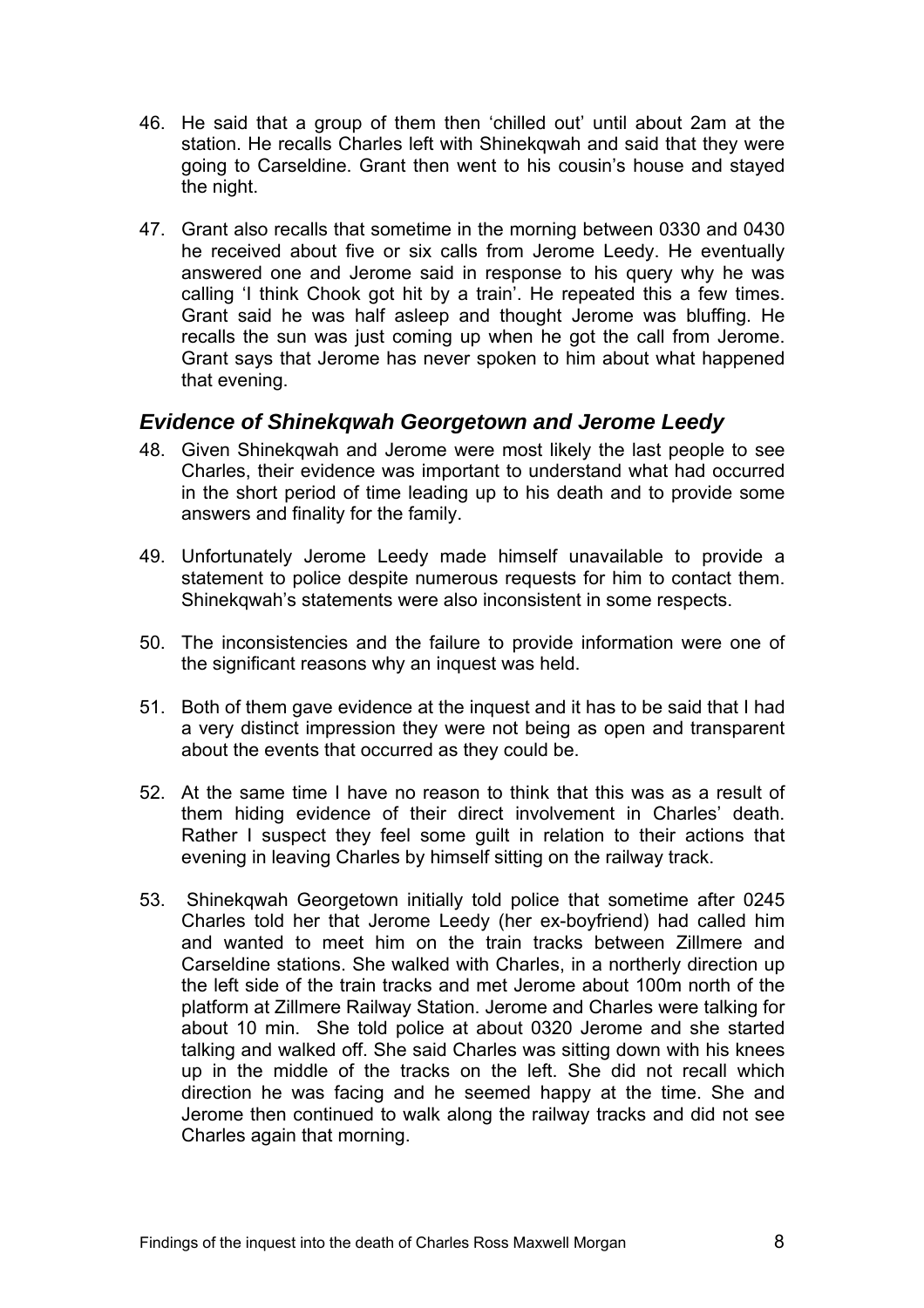46. He said that a group of them then 'chilled out' until about 2am at the station. He recalls Charles left with Shinekqwah and said that they were going to Carseldine. Grant then went to his cousin's house and stayed the night.

47. Grant also recalls that sometime in the morning between 0330 and 0430 he received about five or six calls from Jerome Leedy. He eventually answered one and Jerome said in response to his query why he was calling 'I think Chook got hit by a train'. He repeated this a few times. Grant said he was half asleep and thought Jerome was bluffing. He recalls the sun was just coming up when he got the call from Jerome. Grant says that Jerome has never spoken to him about what happened that evening.

## *Evidence of Shinekqwah Georgetown and Jerome Leedy*

48. Given Shinekqwah and Jerome were most likely the last people to see Charles, their evidence was important to understand what had occurred in the short period of time leading up to his death and to provide some answers and finality for the family.

49. Unfortunately Jerome Leedy made himself unavailable to provide a statement to police despite numerous requests for him to contact them. Shinekqwah's statements were also inconsistent in some respects.

50. The inconsistencies and the failure to provide information were one of the significant reasons why an inquest was held.

51. Both of them gave evidence at the inquest and it has to be said that I had a very distinct impression they were not being as open and transparent about the events that occurred as they could be.

52. At the same time I have no reason to think that this was as a result of them hiding evidence of their direct involvement in Charles' death. Rather I suspect they feel some guilt in relation to their actions that evening in leaving Charles by himself sitting on the railway track.

53. Shinekqwah Georgetown initially told police that sometime after 0245 Charles told her that Jerome Leedy (her ex-boyfriend) had called him and wanted to meet him on the train tracks between Zillmere and Carseldine stations. She walked with Charles, in a northerly direction up the left side of the train tracks and met Jerome about 100m north of the platform at Zillmere Railway Station. Jerome and Charles were talking for about 10 min. She told police at about 0320 Jerome and she started talking and walked off. She said Charles was sitting down with his knees up in the middle of the tracks on the left. She did not recall which direction he was facing and he seemed happy at the time. She and Jerome then continued to walk along the railway tracks and did not see Charles again that morning.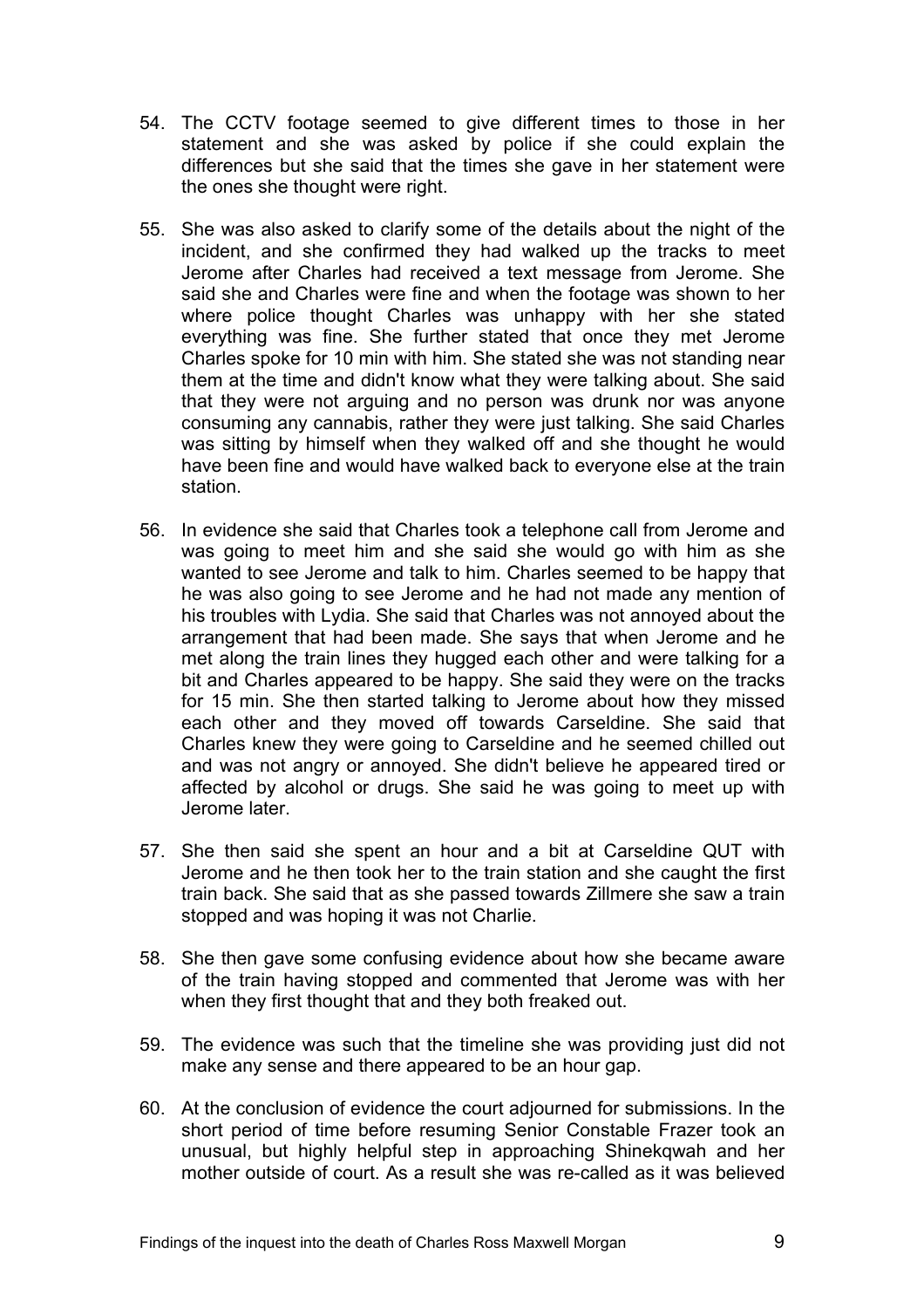54. The CCTV footage seemed to give different times to those in her statement and she was asked by police if she could explain the differences but she said that the times she gave in her statement were the ones she thought were right.

55. She was also asked to clarify some of the details about the night of the incident, and she confirmed they had walked up the tracks to meet Jerome after Charles had received a text message from Jerome. She said she and Charles were fine and when the footage was shown to her where police thought Charles was unhappy with her she stated everything was fine. She further stated that once they met Jerome Charles spoke for 10 min with him. She stated she was not standing near them at the time and didn't know what they were talking about. She said that they were not arguing and no person was drunk nor was anyone consuming any cannabis, rather they were just talking. She said Charles was sitting by himself when they walked off and she thought he would have been fine and would have walked back to everyone else at the train station.

56. In evidence she said that Charles took a telephone call from Jerome and was going to meet him and she said she would go with him as she wanted to see Jerome and talk to him. Charles seemed to be happy that he was also going to see Jerome and he had not made any mention of his troubles with Lydia. She said that Charles was not annoyed about the arrangement that had been made. She says that when Jerome and he met along the train lines they hugged each other and were talking for a bit and Charles appeared to be happy. She said they were on the tracks for 15 min. She then started talking to Jerome about how they missed each other and they moved off towards Carseldine. She said that Charles knew they were going to Carseldine and he seemed chilled out and was not angry or annoyed. She didn't believe he appeared tired or affected by alcohol or drugs. She said he was going to meet up with Jerome later.

57. She then said she spent an hour and a bit at Carseldine QUT with Jerome and he then took her to the train station and she caught the first train back. She said that as she passed towards Zillmere she saw a train stopped and was hoping it was not Charlie.

58. She then gave some confusing evidence about how she became aware of the train having stopped and commented that Jerome was with her when they first thought that and they both freaked out.

59. The evidence was such that the timeline she was providing just did not make any sense and there appeared to be an hour gap.

60. At the conclusion of evidence the court adjourned for submissions. In the short period of time before resuming Senior Constable Frazer took an unusual, but highly helpful step in approaching Shinekqwah and her mother outside of court. As a result she was re-called as it was believed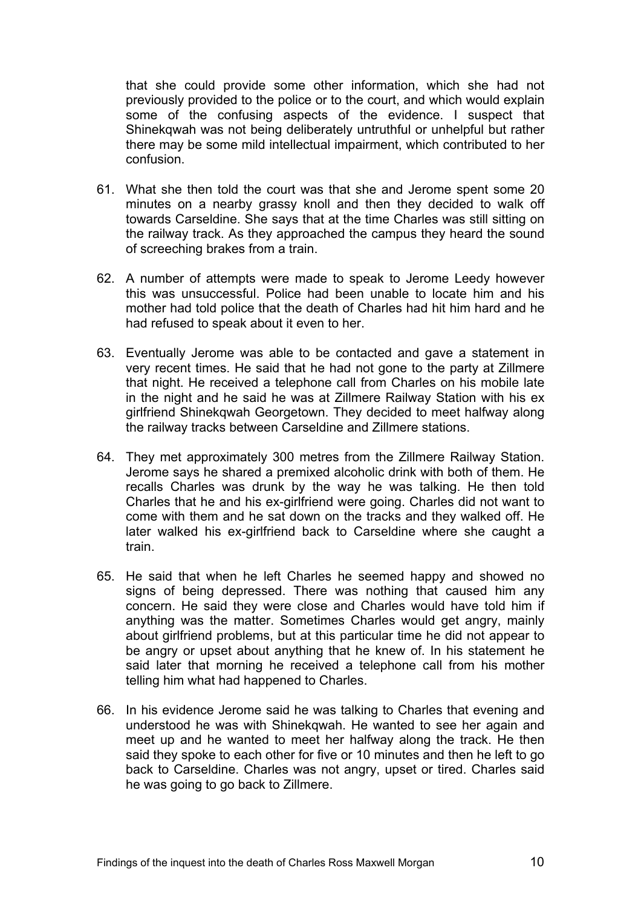that she could provide some other information, which she had not previously provided to the police or to the court, and which would explain some of the confusing aspects of the evidence. I suspect that Shinekqwah was not being deliberately untruthful or unhelpful but rather there may be some mild intellectual impairment, which contributed to her confusion.

61. What she then told the court was that she and Jerome spent some 20 minutes on a nearby grassy knoll and then they decided to walk off towards Carseldine. She says that at the time Charles was still sitting on the railway track. As they approached the campus they heard the sound of screeching brakes from a train.

62. A number of attempts were made to speak to Jerome Leedy however this was unsuccessful. Police had been unable to locate him and his mother had told police that the death of Charles had hit him hard and he had refused to speak about it even to her.

63. Eventually Jerome was able to be contacted and gave a statement in very recent times. He said that he had not gone to the party at Zillmere that night. He received a telephone call from Charles on his mobile late in the night and he said he was at Zillmere Railway Station with his ex girlfriend Shinekqwah Georgetown. They decided to meet halfway along the railway tracks between Carseldine and Zillmere stations.

64. They met approximately 300 metres from the Zillmere Railway Station. Jerome says he shared a premixed alcoholic drink with both of them. He recalls Charles was drunk by the way he was talking. He then told Charles that he and his ex-girlfriend were going. Charles did not want to come with them and he sat down on the tracks and they walked off. He later walked his ex-girlfriend back to Carseldine where she caught a train.

65. He said that when he left Charles he seemed happy and showed no signs of being depressed. There was nothing that caused him any concern. He said they were close and Charles would have told him if anything was the matter. Sometimes Charles would get angry, mainly about girlfriend problems, but at this particular time he did not appear to be angry or upset about anything that he knew of. In his statement he said later that morning he received a telephone call from his mother telling him what had happened to Charles.

66. In his evidence Jerome said he was talking to Charles that evening and understood he was with Shinekqwah. He wanted to see her again and meet up and he wanted to meet her halfway along the track. He then said they spoke to each other for five or 10 minutes and then he left to go back to Carseldine. Charles was not angry, upset or tired. Charles said he was going to go back to Zillmere.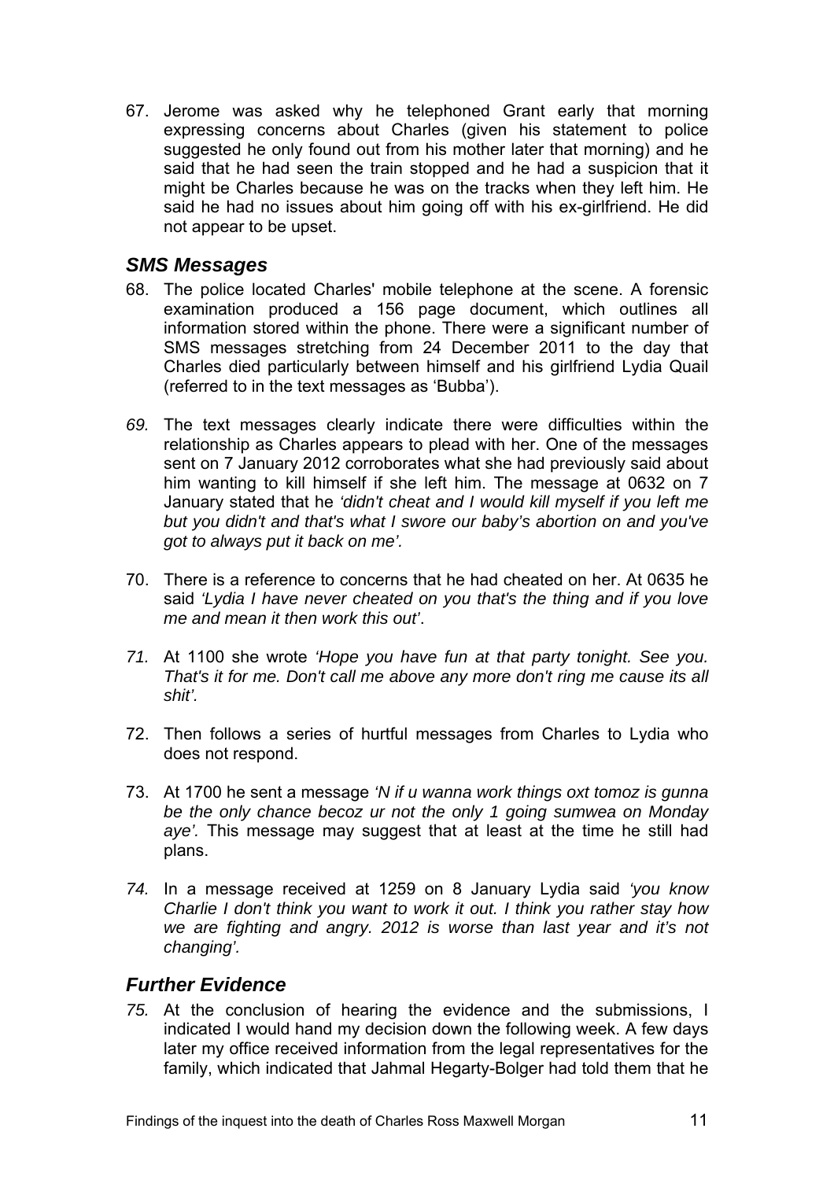67. Jerome was asked why he telephoned Grant early that morning expressing concerns about Charles (given his statement to police suggested he only found out from his mother later that morning) and he said that he had seen the train stopped and he had a suspicion that it might be Charles because he was on the tracks when they left him. He said he had no issues about him going off with his ex-girlfriend. He did not appear to be upset.

## *SMS Messages*

68. The police located Charles' mobile telephone at the scene. A forensic examination produced a 156 page document, which outlines all information stored within the phone. There were a significant number of SMS messages stretching from 24 December 2011 to the day that Charles died particularly between himself and his girlfriend Lydia Quail (referred to in the text messages as 'Bubba').

*69.* The text messages clearly indicate there were difficulties within the relationship as Charles appears to plead with her. One of the messages sent on 7 January 2012 corroborates what she had previously said about him wanting to kill himself if she left him. The message at 0632 on 7 January stated that he *'didn't cheat and I would kill myself if you left me but you didn't and that's what I swore our baby's abortion on and you've got to always put it back on me'.*

70. There is a reference to concerns that he had cheated on her. At 0635 he said *'Lydia I have never cheated on you that's the thing and if you love me and mean it then work this out'*.

*71.* At 1100 she wrote *'Hope you have fun at that party tonight. See you. That's it for me. Don't call me above any more don't ring me cause its all shit'.*

72. Then follows a series of hurtful messages from Charles to Lydia who does not respond.

73. At 1700 he sent a message *'N if u wanna work things oxt tomoz is gunna be the only chance becoz ur not the only 1 going sumwea on Monday aye'.* This message may suggest that at least at the time he still had plans.

*74.* In a message received at 1259 on 8 January Lydia said *'you know Charlie I don't think you want to work it out. I think you rather stay how we are fighting and angry. 2012 is worse than last year and it's not changing'.*

## *Further Evidence*

*75.* At the conclusion of hearing the evidence and the submissions, I indicated I would hand my decision down the following week. A few days later my office received information from the legal representatives for the family, which indicated that Jahmal Hegarty-Bolger had told them that he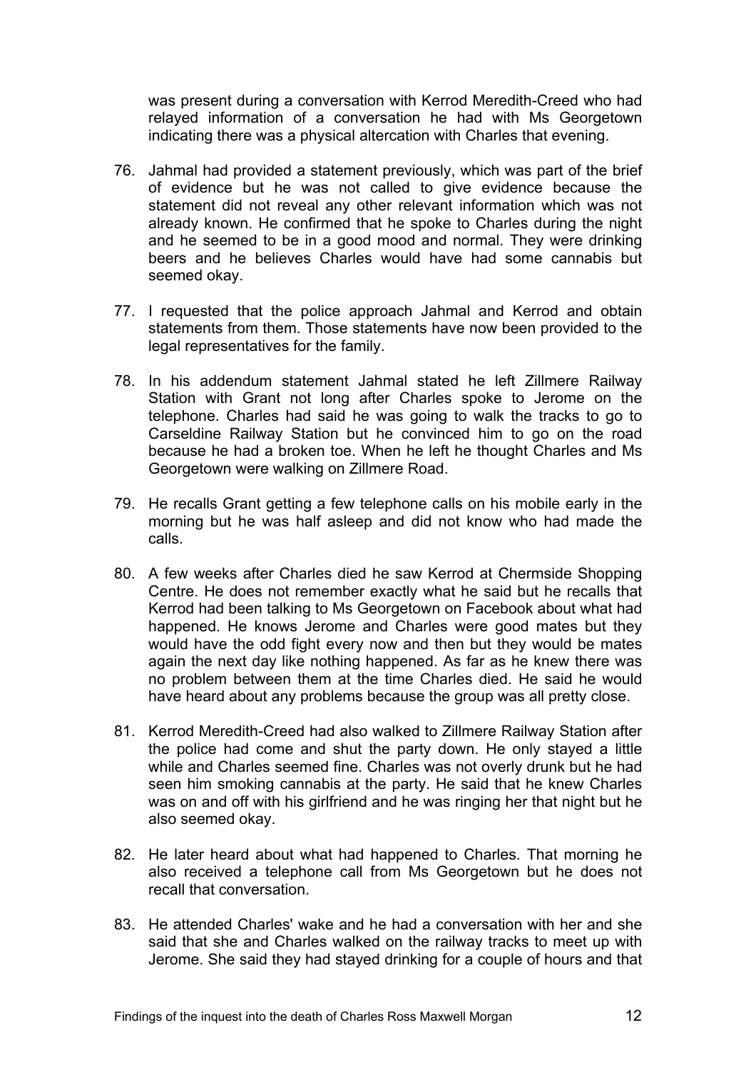was present during a conversation with Kerrod Meredith-Creed who had relayed information of a conversation he had with Ms Georgetown indicating there was a physical altercation with Charles that evening.

76. Jahmal had provided a statement previously, which was part of the brief of evidence but he was not called to give evidence because the statement did not reveal any other relevant information which was not already known. He confirmed that he spoke to Charles during the night and he seemed to be in a good mood and normal. They were drinking beers and he believes Charles would have had some cannabis but seemed okay.

77. I requested that the police approach Jahmal and Kerrod and obtain statements from them. Those statements have now been provided to the legal representatives for the family.

78. In his addendum statement Jahmal stated he left Zillmere Railway Station with Grant not long after Charles spoke to Jerome on the telephone. Charles had said he was going to walk the tracks to go to Carseldine Railway Station but he convinced him to go on the road because he had a broken toe. When he left he thought Charles and Ms Georgetown were walking on Zillmere Road.

79. He recalls Grant getting a few telephone calls on his mobile early in the morning but he was half asleep and did not know who had made the calls.

80. A few weeks after Charles died he saw Kerrod at Chermside Shopping Centre. He does not remember exactly what he said but he recalls that Kerrod had been talking to Ms Georgetown on Facebook about what had happened. He knows Jerome and Charles were good mates but they would have the odd fight every now and then but they would be mates again the next day like nothing happened. As far as he knew there was no problem between them at the time Charles died. He said he would have heard about any problems because the group was all pretty close.

81. Kerrod Meredith-Creed had also walked to Zillmere Railway Station after the police had come and shut the party down. He only stayed a little while and Charles seemed fine. Charles was not overly drunk but he had seen him smoking cannabis at the party. He said that he knew Charles was on and off with his girlfriend and he was ringing her that night but he also seemed okay.

82. He later heard about what had happened to Charles. That morning he also received a telephone call from Ms Georgetown but he does not recall that conversation.

83. He attended Charles' wake and he had a conversation with her and she said that she and Charles walked on the railway tracks to meet up with Jerome. She said they had stayed drinking for a couple of hours and that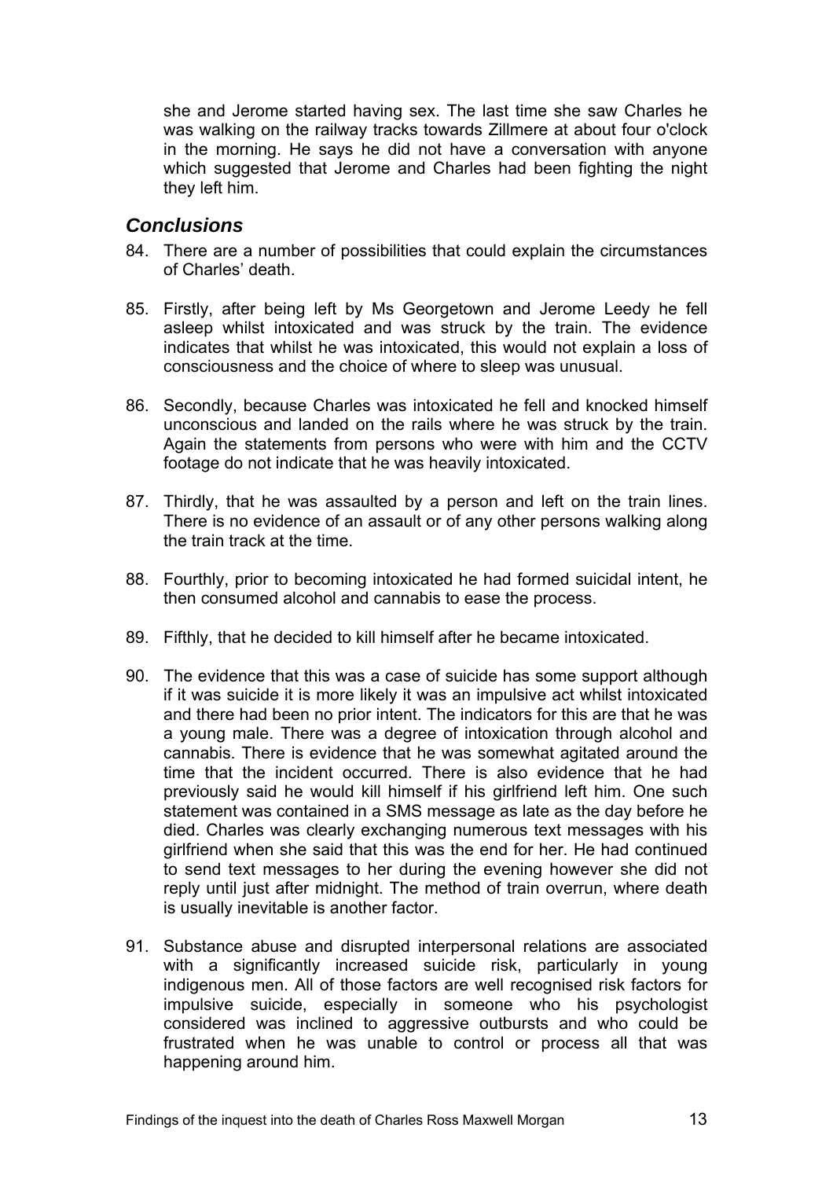she and Jerome started having sex. The last time she saw Charles he was walking on the railway tracks towards Zillmere at about four o'clock in the morning. He says he did not have a conversation with anyone which suggested that Jerome and Charles had been fighting the night they left him.

## *Conclusions*

84. There are a number of possibilities that could explain the circumstances of Charles' death.

85. Firstly, after being left by Ms Georgetown and Jerome Leedy he fell asleep whilst intoxicated and was struck by the train. The evidence indicates that whilst he was intoxicated, this would not explain a loss of consciousness and the choice of where to sleep was unusual.

86. Secondly, because Charles was intoxicated he fell and knocked himself unconscious and landed on the rails where he was struck by the train. Again the statements from persons who were with him and the CCTV footage do not indicate that he was heavily intoxicated.

87. Thirdly, that he was assaulted by a person and left on the train lines. There is no evidence of an assault or of any other persons walking along the train track at the time.

88. Fourthly, prior to becoming intoxicated he had formed suicidal intent, he then consumed alcohol and cannabis to ease the process.

89. Fifthly, that he decided to kill himself after he became intoxicated.

90. The evidence that this was a case of suicide has some support although if it was suicide it is more likely it was an impulsive act whilst intoxicated and there had been no prior intent. The indicators for this are that he was a young male. There was a degree of intoxication through alcohol and cannabis. There is evidence that he was somewhat agitated around the time that the incident occurred. There is also evidence that he had previously said he would kill himself if his girlfriend left him. One such statement was contained in a SMS message as late as the day before he died. Charles was clearly exchanging numerous text messages with his girlfriend when she said that this was the end for her. He had continued to send text messages to her during the evening however she did not reply until just after midnight. The method of train overrun, where death is usually inevitable is another factor.

91. Substance abuse and disrupted interpersonal relations are associated with a significantly increased suicide risk, particularly in young indigenous men. All of those factors are well recognised risk factors for impulsive suicide, especially in someone who his psychologist considered was inclined to aggressive outbursts and who could be frustrated when he was unable to control or process all that was happening around him.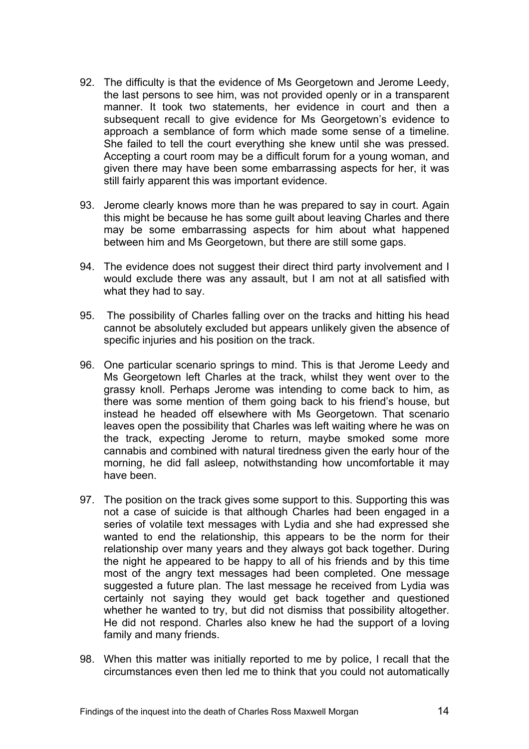92. The difficulty is that the evidence of Ms Georgetown and Jerome Leedy, the last persons to see him, was not provided openly or in a transparent manner. It took two statements, her evidence in court and then a subsequent recall to give evidence for Ms Georgetown's evidence to approach a semblance of form which made some sense of a timeline. She failed to tell the court everything she knew until she was pressed. Accepting a court room may be a difficult forum for a young woman, and given there may have been some embarrassing aspects for her, it was still fairly apparent this was important evidence.

93. Jerome clearly knows more than he was prepared to say in court. Again this might be because he has some guilt about leaving Charles and there may be some embarrassing aspects for him about what happened between him and Ms Georgetown, but there are still some gaps.

94. The evidence does not suggest their direct third party involvement and I would exclude there was any assault, but I am not at all satisfied with what they had to say.

95. The possibility of Charles falling over on the tracks and hitting his head cannot be absolutely excluded but appears unlikely given the absence of specific injuries and his position on the track.

96. One particular scenario springs to mind. This is that Jerome Leedy and Ms Georgetown left Charles at the track, whilst they went over to the grassy knoll. Perhaps Jerome was intending to come back to him, as there was some mention of them going back to his friend's house, but instead he headed off elsewhere with Ms Georgetown. That scenario leaves open the possibility that Charles was left waiting where he was on the track, expecting Jerome to return, maybe smoked some more cannabis and combined with natural tiredness given the early hour of the morning, he did fall asleep, notwithstanding how uncomfortable it may have been.

97. The position on the track gives some support to this. Supporting this was not a case of suicide is that although Charles had been engaged in a series of volatile text messages with Lydia and she had expressed she wanted to end the relationship, this appears to be the norm for their relationship over many years and they always got back together. During the night he appeared to be happy to all of his friends and by this time most of the angry text messages had been completed. One message suggested a future plan. The last message he received from Lydia was certainly not saying they would get back together and questioned whether he wanted to try, but did not dismiss that possibility altogether. He did not respond. Charles also knew he had the support of a loving family and many friends.

98. When this matter was initially reported to me by police, I recall that the circumstances even then led me to think that you could not automatically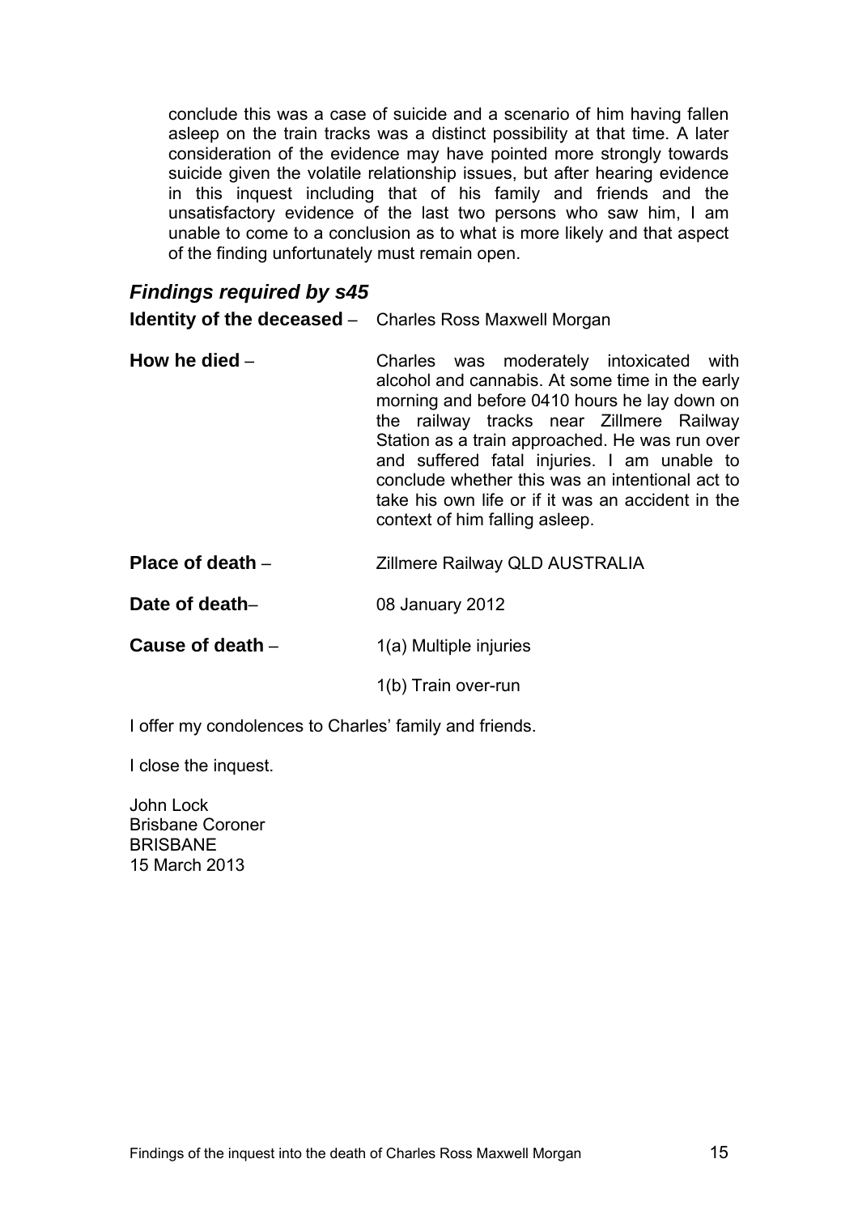conclude this was a case of suicide and a scenario of him having fallen asleep on the train tracks was a distinct possibility at that time. A later consideration of the evidence may have pointed more strongly towards suicide given the volatile relationship issues, but after hearing evidence in this inquest including that of his family and friends and the unsatisfactory evidence of the last two persons who saw him, I am unable to come to a conclusion as to what is more likely and that aspect of the finding unfortunately must remain open.

## *Findings required by s45*

**Identity of the deceased** – Charles Ross Maxwell Morgan

**How he died** – Charles was moderately intoxicated with alcohol and cannabis. At some time in the early morning and before 0410 hours he lay down on the railway tracks near Zillmere Railway Station as a train approached. He was run over and suffered fatal injuries. I am unable to conclude whether this was an intentional act to take his own life or if it was an accident in the context of him falling asleep.

**Place of death** – Zillmere Railway QLD AUSTRALIA

**Date of death**– 08 January 2012

**Cause of death** – 1(a) Multiple injuries

1(b) Train over-run

I offer my condolences to Charles' family and friends.

I close the inquest.

John Lock
Brisbane Coroner
BRISBANE
15 March 2013